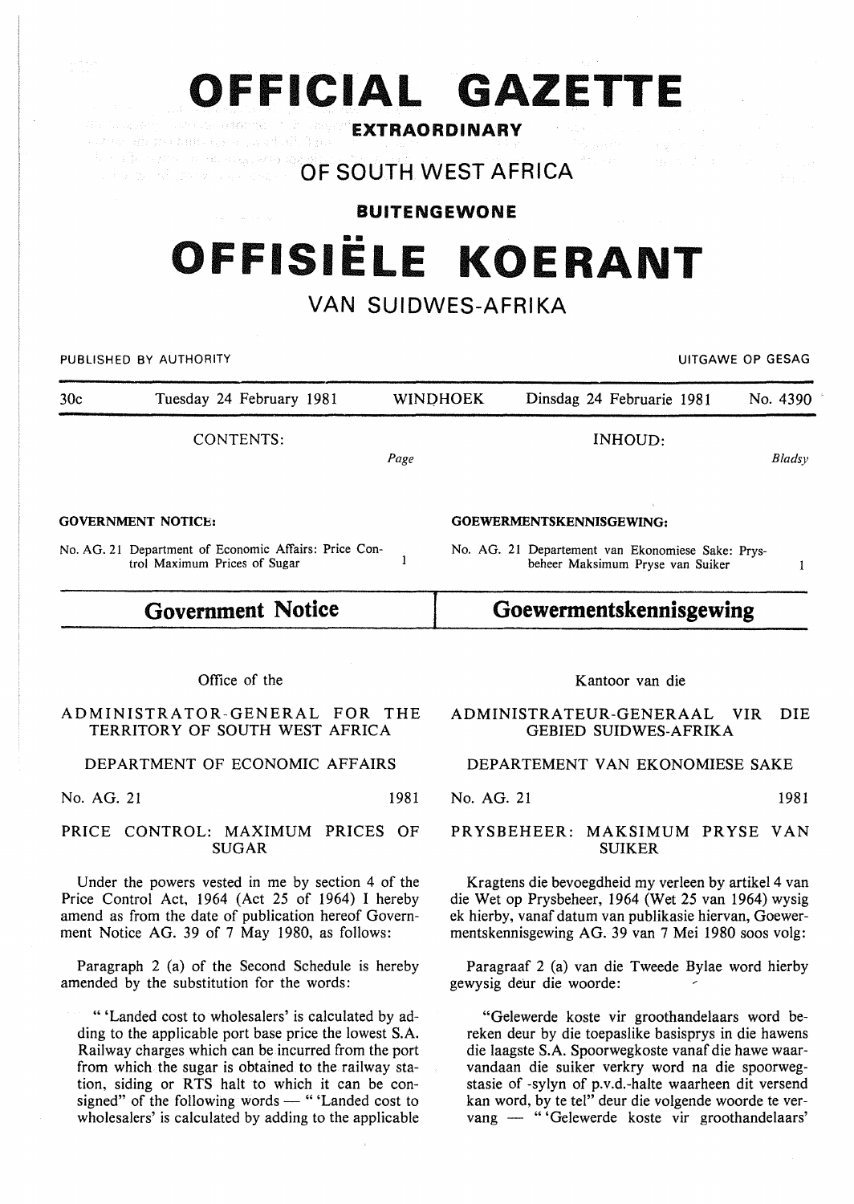# OFFICIAL GAZETTE

**EXTRAORDINARY**

## OF SOUTH WEST AFRICA

**BUITENGEWONE**

# OFFISIËLE KOERANT

## VAN SUIDWES-AFRIKA

PUBLISHED BY AUTHORITY — UITGAWE OP GESAG

| 30c | Tuesday 24 February 1981 | WINDHOEK | Dinsdag 24 Februarie 1981 | No. 4390 |
|---|---|---|---|---|

CONTENTS: / INHOUD:

| | Page | | Bladsy |
|---|---|---|---|
| **GOVERNMENT NOTICE:** | | **GOEWERMENTSKENNISGEWING:** | |
| No. AG. 21 Department of Economic Affairs: Price Control Maximum Prices of Sugar | 1 | No. AG. 21 Departement van Ekonomiese Sake: Prysbeheer Maksimum Pryse van Suiker | 1 |

## Government Notice

Office of the

ADMINISTRATOR-GENERAL FOR THE TERRITORY OF SOUTH WEST AFRICA

DEPARTMENT OF ECONOMIC AFFAIRS

No. AG. 21 — 1981

PRICE CONTROL: MAXIMUM PRICES OF SUGAR

Under the powers vested in me by section 4 of the Price Control Act, 1964 (Act 25 of 1964) I hereby amend as from the date of publication hereof Government Notice AG. 39 of 7 May 1980, as follows:

Paragraph 2 (a) of the Second Schedule is hereby amended by the substitution for the words:

" 'Landed cost to wholesalers' is calculated by adding to the applicable port base price the lowest S.A. Railway charges which can be incurred from the port from which the sugar is obtained to the railway station, siding or RTS halt to which it can be consigned" of the following words — " 'Landed cost to wholesalers' is calculated by adding to the applicable

## Goewermentskennisgewing

Kantoor van die

ADMINISTRATEUR-GENERAAL VIR DIE GEBIED SUIDWES-AFRIKA

DEPARTEMENT VAN EKONOMIESE SAKE

No. AG. 21 — 1981

PRYSBEHEER: MAKSIMUM PRYSE VAN SUIKER

Kragtens die bevoegdheid my verleen by artikel 4 van die Wet op Prysbeheer, 1964 (Wet 25 van 1964) wysig ek hierby, vanaf datum van publikasie hiervan, Goewermentskennisgewing AG. 39 van 7 Mei 1980 soos volg:

Paragraaf 2 (a) van die Tweede Bylae word hierby gewysig deur die woorde:

"Gelewerde koste vir groothandelaars word bereken deur by die toepaslike basisprys in die hawens die laagste S.A. Spoorwegkoste vanaf die hawe waarvandaan die suiker verkry word na die spoorwegstasie of -sylyn of p.v.d.-halte waarheen dit versend kan word, by te tel" deur die volgende woorde te vervang — " 'Gelewerde koste vir groothandelaars'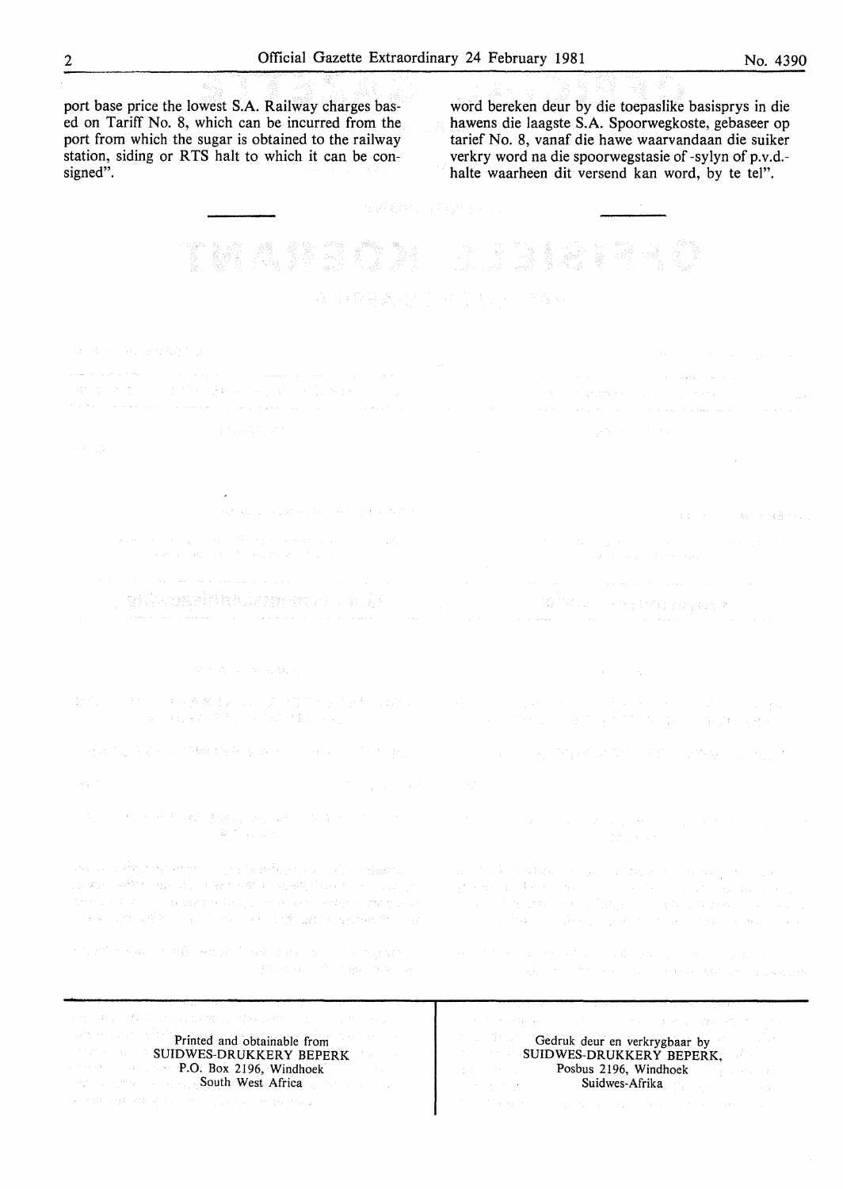port base price the lowest S.A. Railway charges based on Tariff No. 8, which can be incurred from the port from which the sugar is obtained to the railway station, siding or RTS halt to which it can be consigned".

word bereken deur by die toepaslike basisprys in die hawens die laagste S.A. Spoorwegkoste, gebaseer op tarief No. 8, vanaf die hawe waarvandaan die suiker verkry word na die spoorwegstasie of -sylyn of p.v.d.-halte waarheen dit versend kan word, by te tel".

---

Printed and obtainable from
SUIDWES-DRUKKERY BEPERK
P.O. Box 2196, Windhoek
South West Africa

Gedruk deur en verkrygbaar by
SUIDWES-DRUKKERY BEPERK,
Posbus 2196, Windhoek
Suidwes-Afrika